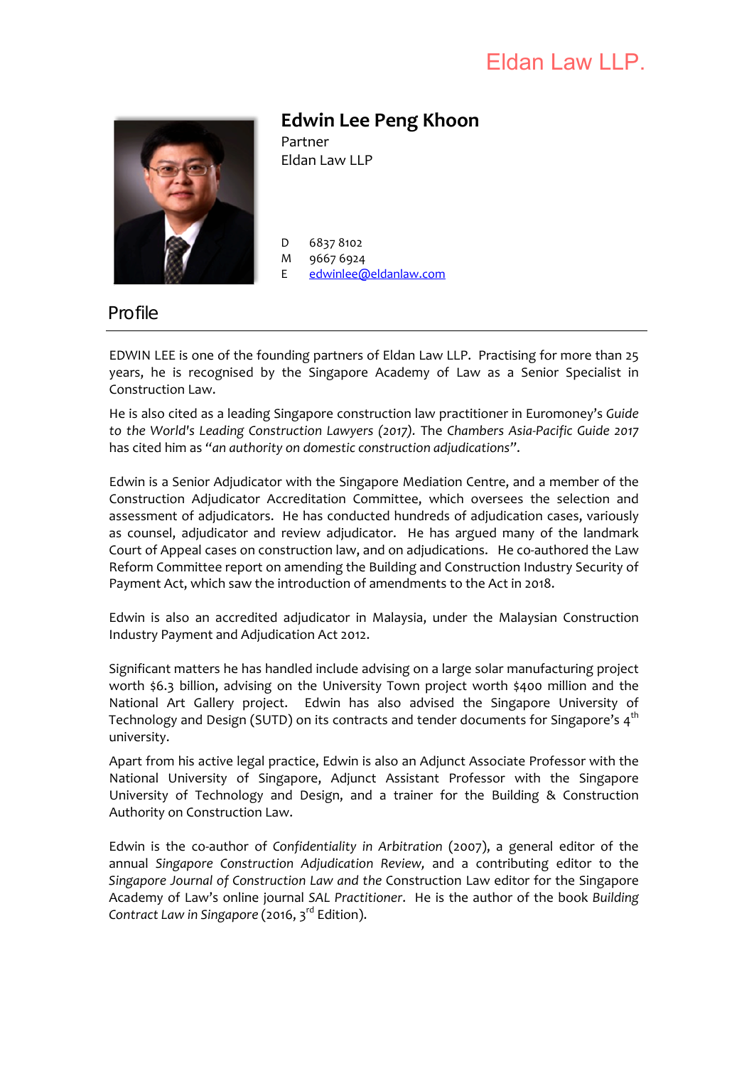Eldan Law LLP.

# Edwin Lee Peng Khoon

Partner
Eldan Law LLP

D 6837 8102
M 9667 6924
E edwinlee@eldanlaw.com

## Profile

EDWIN LEE is one of the founding partners of Eldan Law LLP. Practising for more than 25 years, he is recognised by the Singapore Academy of Law as a Senior Specialist in Construction Law.

He is also cited as a leading Singapore construction law practitioner in Euromoney's *Guide to the World's Leading Construction Lawyers (2017).* The *Chambers Asia-Pacific Guide 2017* has cited him as "*an authority on domestic construction adjudications*".

Edwin is a Senior Adjudicator with the Singapore Mediation Centre, and a member of the Construction Adjudicator Accreditation Committee, which oversees the selection and assessment of adjudicators. He has conducted hundreds of adjudication cases, variously as counsel, adjudicator and review adjudicator. He has argued many of the landmark Court of Appeal cases on construction law, and on adjudications. He co-authored the Law Reform Committee report on amending the Building and Construction Industry Security of Payment Act, which saw the introduction of amendments to the Act in 2018.

Edwin is also an accredited adjudicator in Malaysia, under the Malaysian Construction Industry Payment and Adjudication Act 2012.

Significant matters he has handled include advising on a large solar manufacturing project worth $6.3 billion, advising on the University Town project worth $400 million and the National Art Gallery project. Edwin has also advised the Singapore University of Technology and Design (SUTD) on its contracts and tender documents for Singapore's 4th university.

Apart from his active legal practice, Edwin is also an Adjunct Associate Professor with the National University of Singapore, Adjunct Assistant Professor with the Singapore University of Technology and Design, and a trainer for the Building & Construction Authority on Construction Law.

Edwin is the co-author of *Confidentiality in Arbitration* (2007), a general editor of the annual *Singapore Construction Adjudication Review,* and a contributing editor to the *Singapore Journal of Construction Law and the* Construction Law editor for the Singapore Academy of Law's online journal *SAL Practitioner*. He is the author of the book *Building Contract Law in Singapore* (2016, 3rd Edition).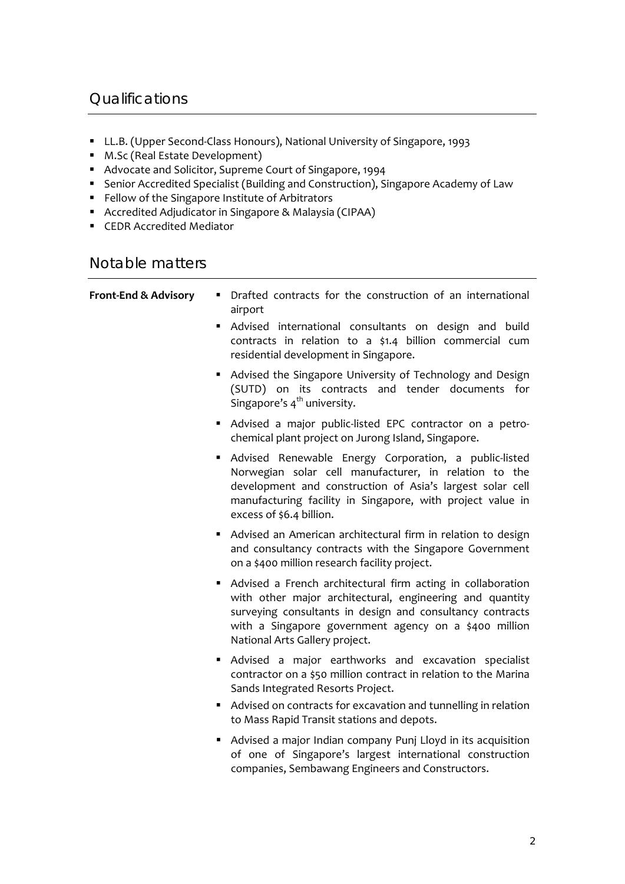## Qualifications

- LL.B. (Upper Second-Class Honours), National University of Singapore, 1993
- M.Sc (Real Estate Development)
- Advocate and Solicitor, Supreme Court of Singapore, 1994
- Senior Accredited Specialist (Building and Construction), Singapore Academy of Law
- Fellow of the Singapore Institute of Arbitrators
- Accredited Adjudicator in Singapore & Malaysia (CIPAA)
- CEDR Accredited Mediator

## Notable matters

**Front-End & Advisory**

- Drafted contracts for the construction of an international airport
- Advised international consultants on design and build contracts in relation to a $1.4 billion commercial cum residential development in Singapore.
- Advised the Singapore University of Technology and Design (SUTD) on its contracts and tender documents for Singapore's 4th university.
- Advised a major public-listed EPC contractor on a petro-chemical plant project on Jurong Island, Singapore.
- Advised Renewable Energy Corporation, a public-listed Norwegian solar cell manufacturer, in relation to the development and construction of Asia's largest solar cell manufacturing facility in Singapore, with project value in excess of $6.4 billion.
- Advised an American architectural firm in relation to design and consultancy contracts with the Singapore Government on a $400 million research facility project.
- Advised a French architectural firm acting in collaboration with other major architectural, engineering and quantity surveying consultants in design and consultancy contracts with a Singapore government agency on a $400 million National Arts Gallery project.
- Advised a major earthworks and excavation specialist contractor on a $50 million contract in relation to the Marina Sands Integrated Resorts Project.
- Advised on contracts for excavation and tunnelling in relation to Mass Rapid Transit stations and depots.
- Advised a major Indian company Punj Lloyd in its acquisition of one of Singapore's largest international construction companies, Sembawang Engineers and Constructors.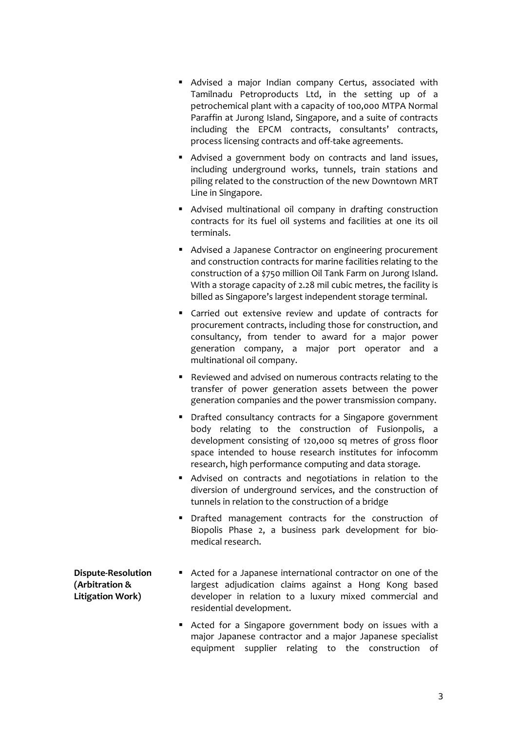- Advised a major Indian company Certus, associated with Tamilnadu Petroproducts Ltd, in the setting up of a petrochemical plant with a capacity of 100,000 MTPA Normal Paraffin at Jurong Island, Singapore, and a suite of contracts including the EPCM contracts, consultants' contracts, process licensing contracts and off-take agreements.
- Advised a government body on contracts and land issues, including underground works, tunnels, train stations and piling related to the construction of the new Downtown MRT Line in Singapore.
- Advised multinational oil company in drafting construction contracts for its fuel oil systems and facilities at one its oil terminals.
- Advised a Japanese Contractor on engineering procurement and construction contracts for marine facilities relating to the construction of a $750 million Oil Tank Farm on Jurong Island. With a storage capacity of 2.28 mil cubic metres, the facility is billed as Singapore's largest independent storage terminal.
- Carried out extensive review and update of contracts for procurement contracts, including those for construction, and consultancy, from tender to award for a major power generation company, a major port operator and a multinational oil company.
- Reviewed and advised on numerous contracts relating to the transfer of power generation assets between the power generation companies and the power transmission company.
- Drafted consultancy contracts for a Singapore government body relating to the construction of Fusionpolis, a development consisting of 120,000 sq metres of gross floor space intended to house research institutes for infocomm research, high performance computing and data storage.
- Advised on contracts and negotiations in relation to the diversion of underground services, and the construction of tunnels in relation to the construction of a bridge
- Drafted management contracts for the construction of Biopolis Phase 2, a business park development for bio-medical research.

**Dispute-Resolution (Arbitration & Litigation Work)**

- Acted for a Japanese international contractor on one of the largest adjudication claims against a Hong Kong based developer in relation to a luxury mixed commercial and residential development.
- Acted for a Singapore government body on issues with a major Japanese contractor and a major Japanese specialist equipment supplier relating to the construction of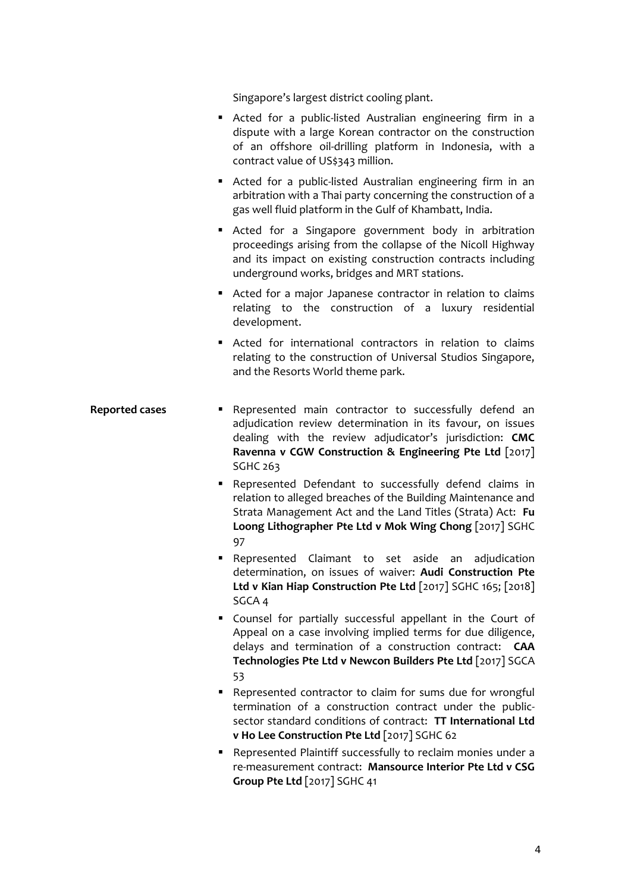Singapore's largest district cooling plant.

- Acted for a public-listed Australian engineering firm in a dispute with a large Korean contractor on the construction of an offshore oil-drilling platform in Indonesia, with a contract value of US$343 million.
- Acted for a public-listed Australian engineering firm in an arbitration with a Thai party concerning the construction of a gas well fluid platform in the Gulf of Khambatt, India.
- Acted for a Singapore government body in arbitration proceedings arising from the collapse of the Nicoll Highway and its impact on existing construction contracts including underground works, bridges and MRT stations.
- Acted for a major Japanese contractor in relation to claims relating to the construction of a luxury residential development.
- Acted for international contractors in relation to claims relating to the construction of Universal Studios Singapore, and the Resorts World theme park.

**Reported cases**

- Represented main contractor to successfully defend an adjudication review determination in its favour, on issues dealing with the review adjudicator's jurisdiction: **CMC Ravenna v CGW Construction & Engineering Pte Ltd** [2017] SGHC 263
- Represented Defendant to successfully defend claims in relation to alleged breaches of the Building Maintenance and Strata Management Act and the Land Titles (Strata) Act: **Fu Loong Lithographer Pte Ltd v Mok Wing Chong** [2017] SGHC 97
- Represented Claimant to set aside an adjudication determination, on issues of waiver: **Audi Construction Pte Ltd v Kian Hiap Construction Pte Ltd** [2017] SGHC 165; [2018] SGCA 4
- Counsel for partially successful appellant in the Court of Appeal on a case involving implied terms for due diligence, delays and termination of a construction contract: **CAA Technologies Pte Ltd v Newcon Builders Pte Ltd** [2017] SGCA 53
- Represented contractor to claim for sums due for wrongful termination of a construction contract under the public-sector standard conditions of contract: **TT International Ltd v Ho Lee Construction Pte Ltd** [2017] SGHC 62
- Represented Plaintiff successfully to reclaim monies under a re-measurement contract: **Mansource Interior Pte Ltd v CSG Group Pte Ltd** [2017] SGHC 41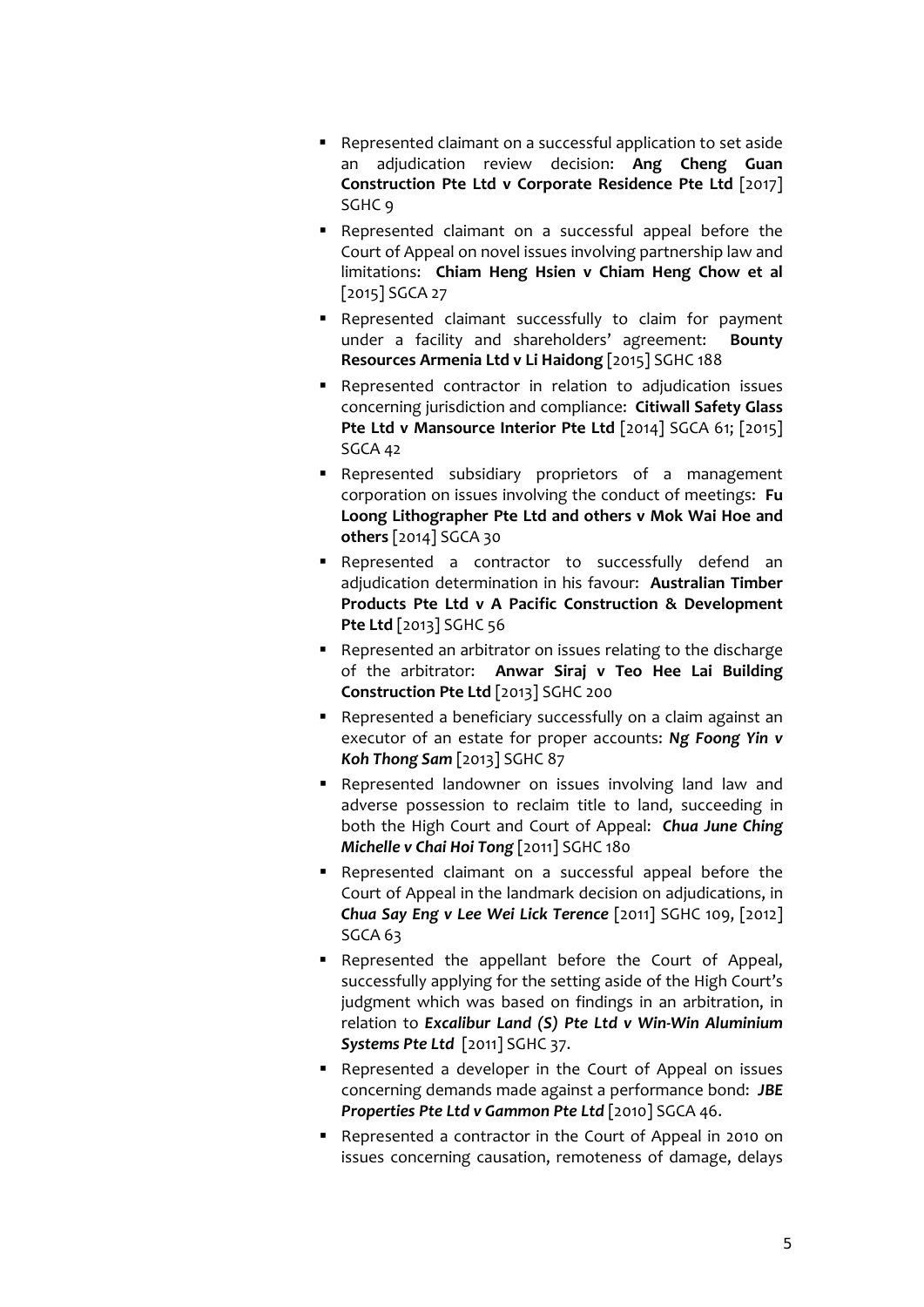- Represented claimant on a successful application to set aside an adjudication review decision: **Ang Cheng Guan Construction Pte Ltd v Corporate Residence Pte Ltd** [2017] SGHC 9
- Represented claimant on a successful appeal before the Court of Appeal on novel issues involving partnership law and limitations: **Chiam Heng Hsien v Chiam Heng Chow et al** [2015] SGCA 27
- Represented claimant successfully to claim for payment under a facility and shareholders' agreement: **Bounty Resources Armenia Ltd v Li Haidong** [2015] SGHC 188
- Represented contractor in relation to adjudication issues concerning jurisdiction and compliance: **Citiwall Safety Glass Pte Ltd v Mansource Interior Pte Ltd** [2014] SGCA 61; [2015] SGCA 42
- Represented subsidiary proprietors of a management corporation on issues involving the conduct of meetings: **Fu Loong Lithographer Pte Ltd and others v Mok Wai Hoe and others** [2014] SGCA 30
- Represented a contractor to successfully defend an adjudication determination in his favour: **Australian Timber Products Pte Ltd v A Pacific Construction & Development Pte Ltd** [2013] SGHC 56
- Represented an arbitrator on issues relating to the discharge of the arbitrator: **Anwar Siraj v Teo Hee Lai Building Construction Pte Ltd** [2013] SGHC 200
- Represented a beneficiary successfully on a claim against an executor of an estate for proper accounts: ***Ng Foong Yin v Koh Thong Sam*** [2013] SGHC 87
- Represented landowner on issues involving land law and adverse possession to reclaim title to land, succeeding in both the High Court and Court of Appeal: ***Chua June Ching Michelle v Chai Hoi Tong*** [2011] SGHC 180
- Represented claimant on a successful appeal before the Court of Appeal in the landmark decision on adjudications, in ***Chua Say Eng v Lee Wei Lick Terence*** [2011] SGHC 109, [2012] SGCA 63
- Represented the appellant before the Court of Appeal, successfully applying for the setting aside of the High Court's judgment which was based on findings in an arbitration, in relation to ***Excalibur Land (S) Pte Ltd v Win-Win Aluminium Systems Pte Ltd*** [2011] SGHC 37.
- Represented a developer in the Court of Appeal on issues concerning demands made against a performance bond: ***JBE Properties Pte Ltd v Gammon Pte Ltd*** [2010] SGCA 46.
- Represented a contractor in the Court of Appeal in 2010 on issues concerning causation, remoteness of damage, delays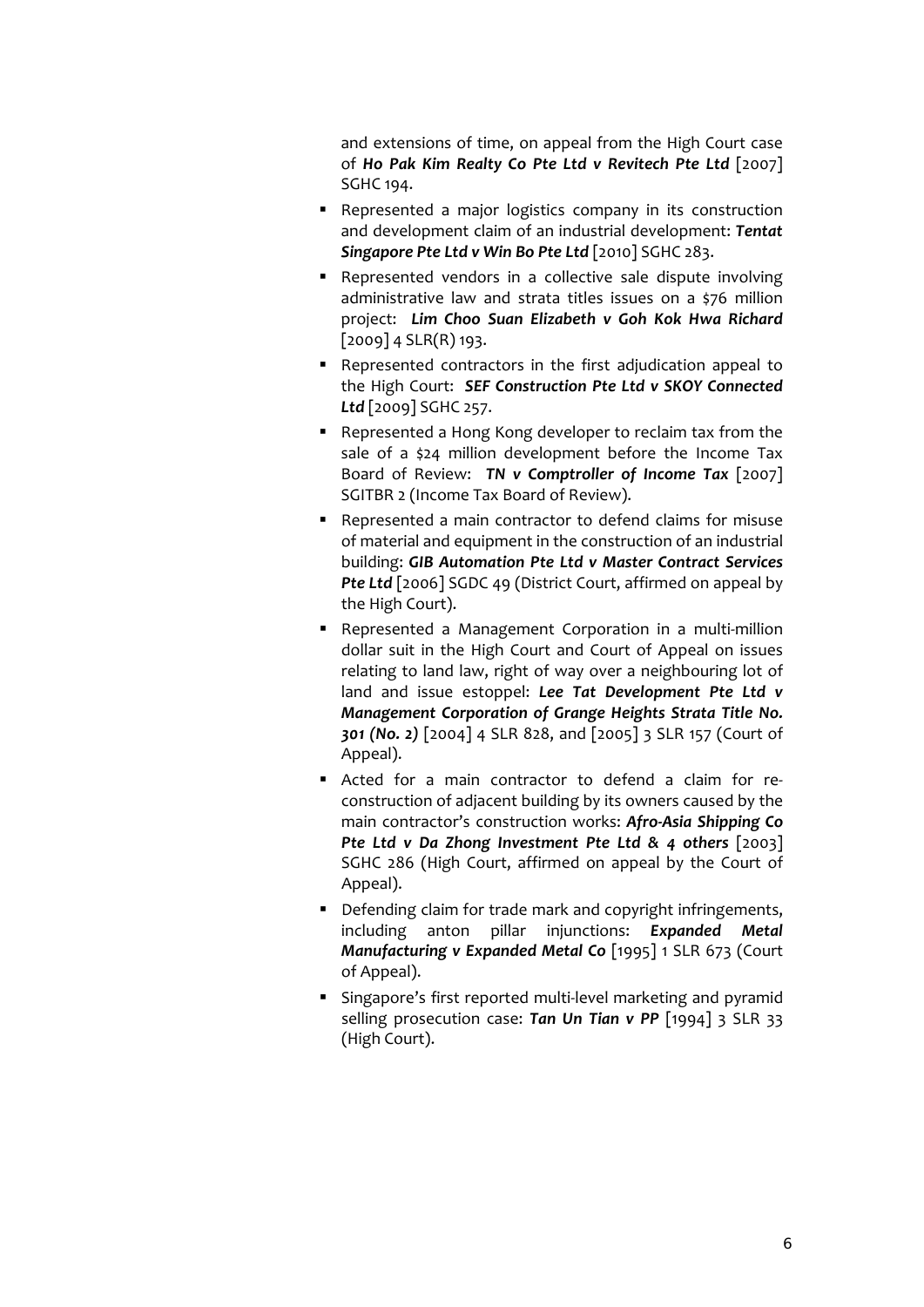and extensions of time, on appeal from the High Court case of ***Ho Pak Kim Realty Co Pte Ltd v Revitech Pte Ltd*** [2007] SGHC 194.

- Represented a major logistics company in its construction and development claim of an industrial development: ***Tentat Singapore Pte Ltd v Win Bo Pte Ltd*** [2010] SGHC 283.
- Represented vendors in a collective sale dispute involving administrative law and strata titles issues on a $76 million project: ***Lim Choo Suan Elizabeth v Goh Kok Hwa Richard*** [2009] 4 SLR(R) 193.
- Represented contractors in the first adjudication appeal to the High Court: ***SEF Construction Pte Ltd v SKOY Connected Ltd*** [2009] SGHC 257.
- Represented a Hong Kong developer to reclaim tax from the sale of a $24 million development before the Income Tax Board of Review: ***TN v Comptroller of Income Tax*** [2007] SGITBR 2 (Income Tax Board of Review).
- Represented a main contractor to defend claims for misuse of material and equipment in the construction of an industrial building: ***GIB Automation Pte Ltd v Master Contract Services Pte Ltd*** [2006] SGDC 49 (District Court, affirmed on appeal by the High Court).
- Represented a Management Corporation in a multi-million dollar suit in the High Court and Court of Appeal on issues relating to land law, right of way over a neighbouring lot of land and issue estoppel: ***Lee Tat Development Pte Ltd v Management Corporation of Grange Heights Strata Title No. 301 (No. 2)*** [2004] 4 SLR 828, and [2005] 3 SLR 157 (Court of Appeal).
- Acted for a main contractor to defend a claim for re-construction of adjacent building by its owners caused by the main contractor's construction works: ***Afro-Asia Shipping Co Pte Ltd v Da Zhong Investment Pte Ltd & 4 others*** [2003] SGHC 286 (High Court, affirmed on appeal by the Court of Appeal).
- Defending claim for trade mark and copyright infringements, including anton pillar injunctions: ***Expanded Metal Manufacturing v Expanded Metal Co*** [1995] 1 SLR 673 (Court of Appeal).
- Singapore's first reported multi-level marketing and pyramid selling prosecution case: ***Tan Un Tian v PP*** [1994] 3 SLR 33 (High Court).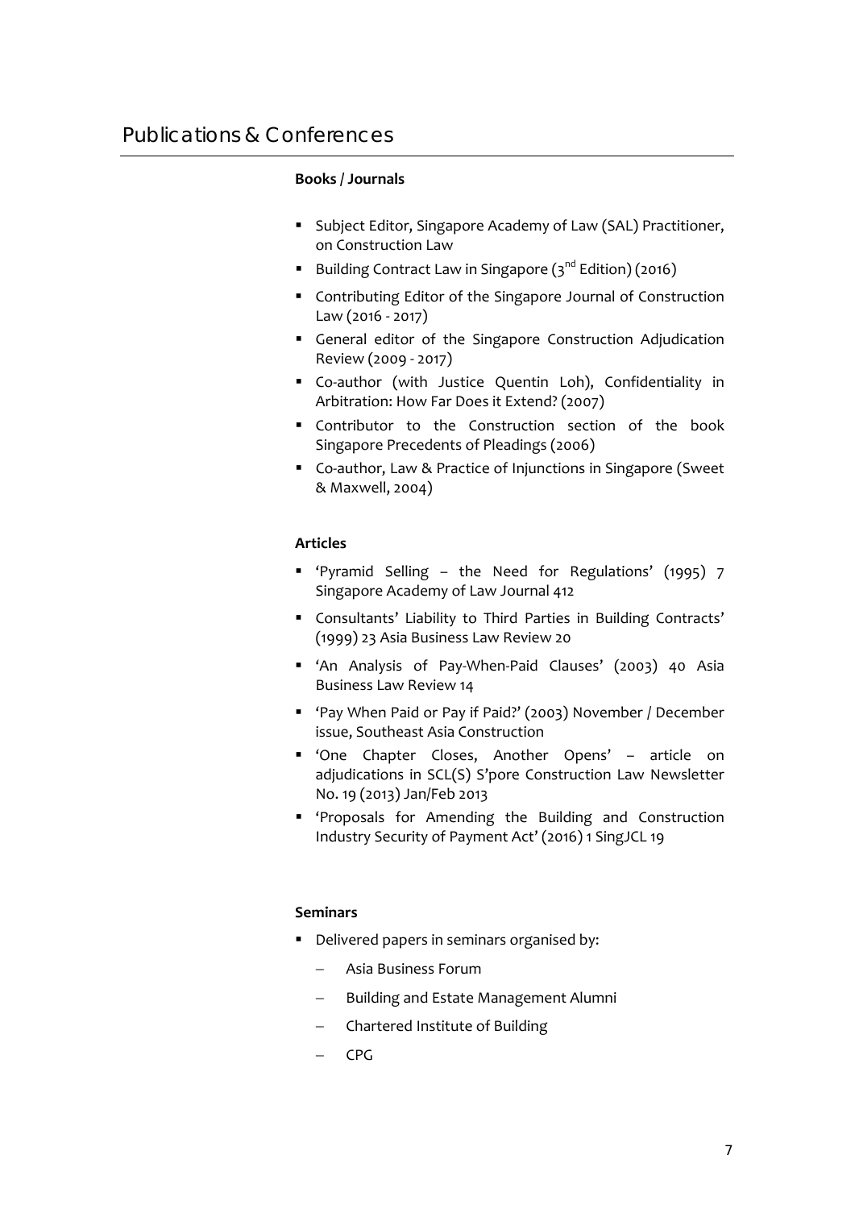## Publications & Conferences

**Books / Journals**

- Subject Editor, Singapore Academy of Law (SAL) Practitioner, on Construction Law
- Building Contract Law in Singapore (3rd Edition) (2016)
- Contributing Editor of the Singapore Journal of Construction Law (2016 - 2017)
- General editor of the Singapore Construction Adjudication Review (2009 - 2017)
- Co-author (with Justice Quentin Loh), Confidentiality in Arbitration: How Far Does it Extend? (2007)
- Contributor to the Construction section of the book Singapore Precedents of Pleadings (2006)
- Co-author, Law & Practice of Injunctions in Singapore (Sweet & Maxwell, 2004)

**Articles**

- 'Pyramid Selling – the Need for Regulations' (1995) 7 Singapore Academy of Law Journal 412
- Consultants' Liability to Third Parties in Building Contracts' (1999) 23 Asia Business Law Review 20
- 'An Analysis of Pay-When-Paid Clauses' (2003) 40 Asia Business Law Review 14
- 'Pay When Paid or Pay if Paid?' (2003) November / December issue, Southeast Asia Construction
- 'One Chapter Closes, Another Opens' – article on adjudications in SCL(S) S'pore Construction Law Newsletter No. 19 (2013) Jan/Feb 2013
- 'Proposals for Amending the Building and Construction Industry Security of Payment Act' (2016) 1 SingJCL 19

**Seminars**

- Delivered papers in seminars organised by:
  - Asia Business Forum
  - Building and Estate Management Alumni
  - Chartered Institute of Building
  - CPG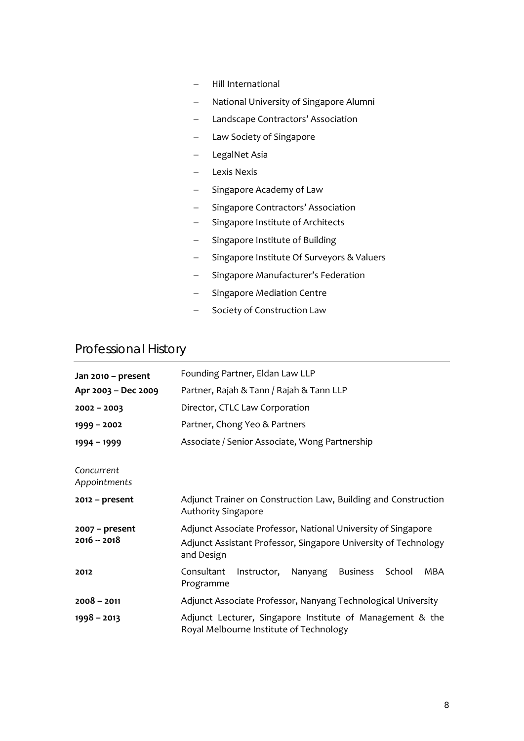- Hill International
- National University of Singapore Alumni
- Landscape Contractors' Association
- Law Society of Singapore
- LegalNet Asia
- Lexis Nexis
- Singapore Academy of Law
- Singapore Contractors' Association
- Singapore Institute of Architects
- Singapore Institute of Building
- Singapore Institute Of Surveyors & Valuers
- Singapore Manufacturer's Federation
- Singapore Mediation Centre
- Society of Construction Law

## Professional History

| | |
|---|---|
| **Jan 2010 – present** | Founding Partner, Eldan Law LLP |
| **Apr 2003 – Dec 2009** | Partner, Rajah & Tann / Rajah & Tann LLP |
| **2002 – 2003** | Director, CTLC Law Corporation |
| **1999 – 2002** | Partner, Chong Yeo & Partners |
| **1994 – 1999** | Associate / Senior Associate, Wong Partnership |
| *Concurrent Appointments* | |
| **2012 – present** | Adjunct Trainer on Construction Law, Building and Construction Authority Singapore |
| **2007 – present** | Adjunct Associate Professor, National University of Singapore |
| **2016 – 2018** | Adjunct Assistant Professor, Singapore University of Technology and Design |
| **2012** | Consultant Instructor, Nanyang Business School MBA Programme |
| **2008 – 2011** | Adjunct Associate Professor, Nanyang Technological University |
| **1998 – 2013** | Adjunct Lecturer, Singapore Institute of Management & the Royal Melbourne Institute of Technology |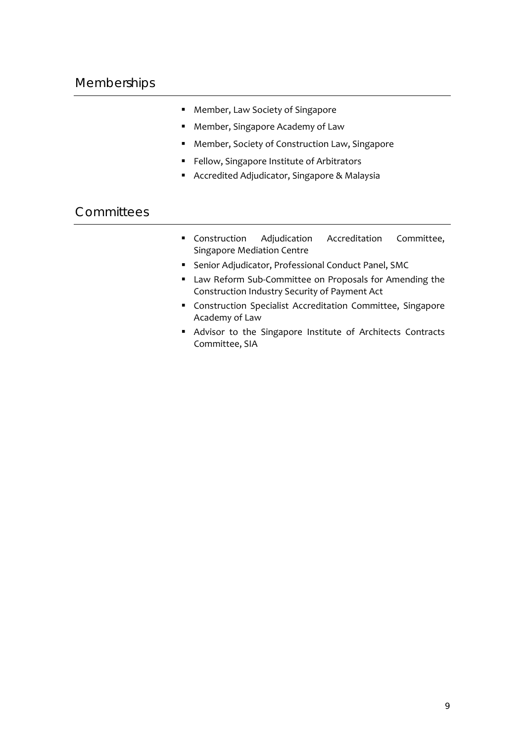## Memberships

- Member, Law Society of Singapore
- Member, Singapore Academy of Law
- Member, Society of Construction Law, Singapore
- Fellow, Singapore Institute of Arbitrators
- Accredited Adjudicator, Singapore & Malaysia

## Committees

- Construction Adjudication Accreditation Committee, Singapore Mediation Centre
- Senior Adjudicator, Professional Conduct Panel, SMC
- Law Reform Sub-Committee on Proposals for Amending the Construction Industry Security of Payment Act
- Construction Specialist Accreditation Committee, Singapore Academy of Law
- Advisor to the Singapore Institute of Architects Contracts Committee, SIA